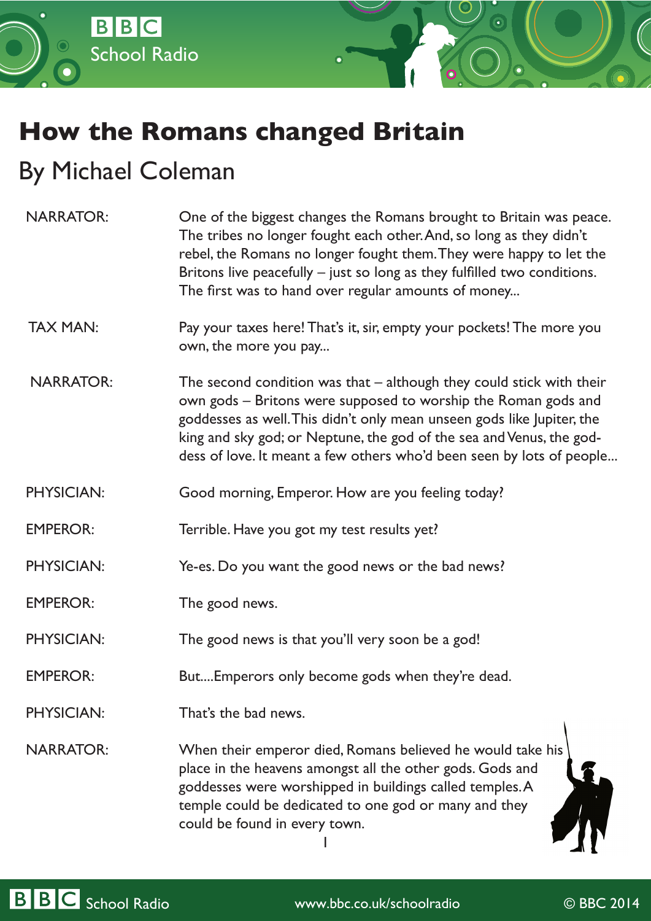# How the Romans changed Britain

## By Michael Coleman

NARRATOR: One of the biggest changes the Romans brought to Britain was peace. The tribes no longer fought each other. And, so long as they didn't rebel, the Romans no longer fought them. They were happy to let the Britons live peacefully – just so long as they fulfilled two conditions. The first was to hand over regular amounts of money...

TAX MAN: Pay your taxes here! That's it, sir, empty your pockets! The more you own, the more you pay...

NARRATOR: The second condition was that – although they could stick with their own gods – Britons were supposed to worship the Roman gods and goddesses as well. This didn't only mean unseen gods like Jupiter, the king and sky god; or Neptune, the god of the sea and Venus, the goddess of love. It meant a few others who'd been seen by lots of people...

PHYSICIAN: Good morning, Emperor. How are you feeling today?

EMPEROR: Terrible. Have you got my test results yet?

PHYSICIAN: Ye-es. Do you want the good news or the bad news?

EMPEROR: The good news.

PHYSICIAN: The good news is that you'll very soon be a god!

EMPEROR: But....Emperors only become gods when they're dead.

PHYSICIAN: That's the bad news.

NARRATOR: When their emperor died, Romans believed he would take his place in the heavens amongst all the other gods. Gods and goddesses were worshipped in buildings called temples. A temple could be dedicated to one god or many and they could be found in every town.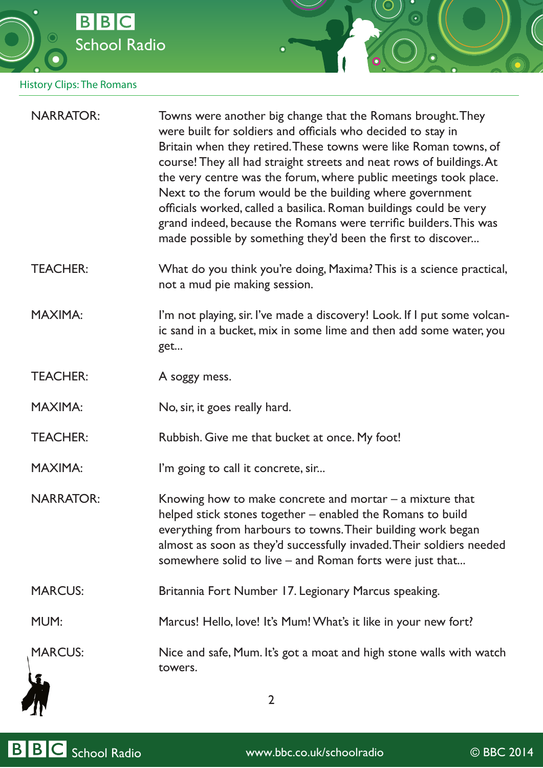NARRATOR: Towns were another big change that the Romans brought. They were built for soldiers and officials who decided to stay in Britain when they retired. These towns were like Roman towns, of course! They all had straight streets and neat rows of buildings. At the very centre was the forum, where public meetings took place. Next to the forum would be the building where government officials worked, called a basilica. Roman buildings could be very grand indeed, because the Romans were terrific builders. This was made possible by something they'd been the first to discover...

TEACHER: What do you think you're doing, Maxima? This is a science practical, not a mud pie making session.

MAXIMA: I'm not playing, sir. I've made a discovery! Look. If I put some volcanic sand in a bucket, mix in some lime and then add some water, you get...

TEACHER: A soggy mess.

MAXIMA: No, sir, it goes really hard.

TEACHER: Rubbish. Give me that bucket at once. My foot!

MAXIMA: I'm going to call it concrete, sir...

NARRATOR: Knowing how to make concrete and mortar – a mixture that helped stick stones together – enabled the Romans to build everything from harbours to towns. Their building work began almost as soon as they'd successfully invaded. Their soldiers needed somewhere solid to live – and Roman forts were just that...

MARCUS: Britannia Fort Number 17. Legionary Marcus speaking.

MUM: Marcus! Hello, love! It's Mum! What's it like in your new fort?

MARCUS: Nice and safe, Mum. It's got a moat and high stone walls with watch towers.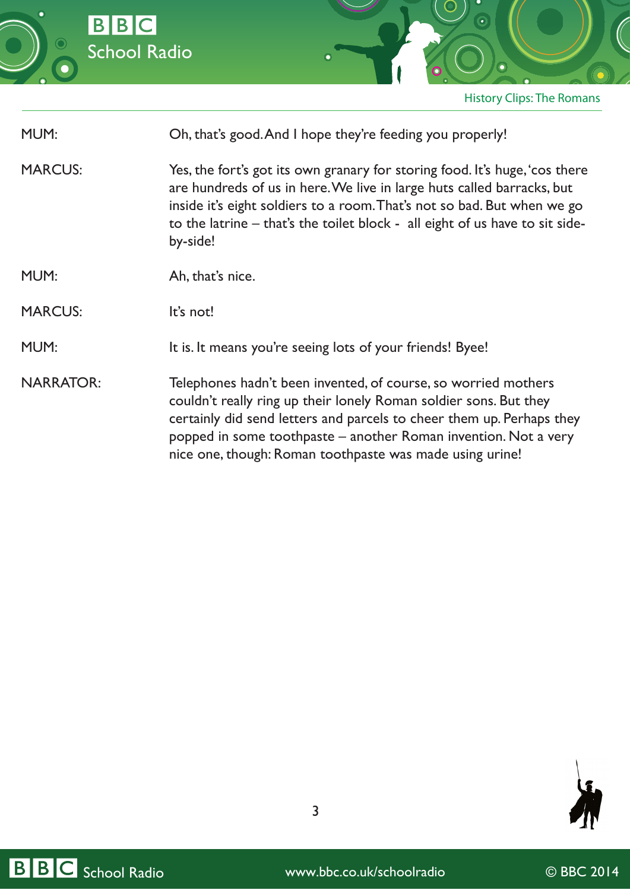MUM: Oh, that's good. And I hope they're feeding you properly!

MARCUS: Yes, the fort's got its own granary for storing food. It's huge, 'cos there are hundreds of us in here. We live in large huts called barracks, but inside it's eight soldiers to a room. That's not so bad. But when we go to the latrine – that's the toilet block - all eight of us have to sit side-by-side!

MUM: Ah, that's nice.

MARCUS: It's not!

MUM: It is. It means you're seeing lots of your friends! Byee!

NARRATOR: Telephones hadn't been invented, of course, so worried mothers couldn't really ring up their lonely Roman soldier sons. But they certainly did send letters and parcels to cheer them up. Perhaps they popped in some toothpaste – another Roman invention. Not a very nice one, though: Roman toothpaste was made using urine!